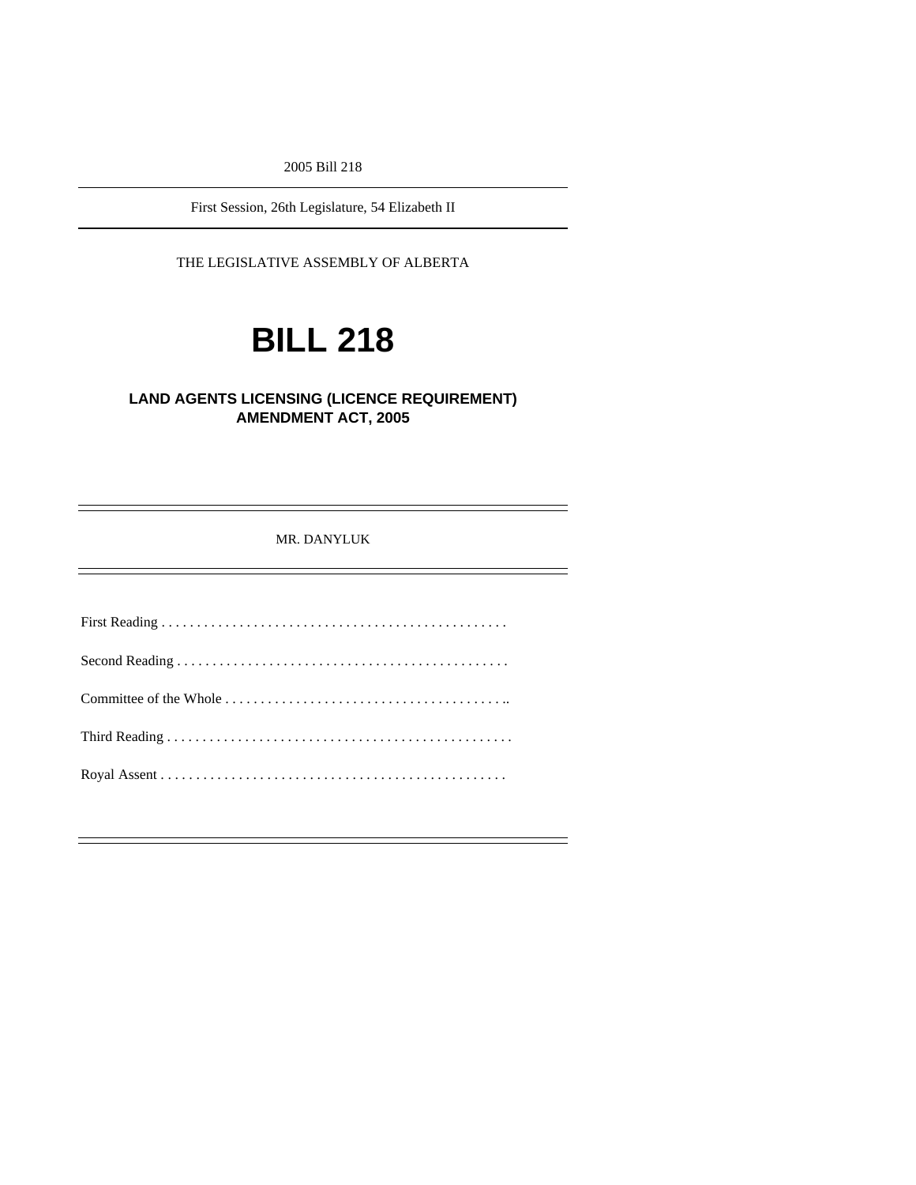2005 Bill 218

---

First Session, 26th Legislature, 54 Elizabeth II

---

THE LEGISLATIVE ASSEMBLY OF ALBERTA

# BILL 218

## LAND AGENTS LICENSING (LICENCE REQUIREMENT) AMENDMENT ACT, 2005

---

MR. DANYLUK

---

First Reading . . . . . . . . . . . . . . . . . . . . . . . . . . . . . . . . . . . . . . . . . . . . . . . . .

Second Reading . . . . . . . . . . . . . . . . . . . . . . . . . . . . . . . . . . . . . . . . . . . . . . .

Committee of the Whole . . . . . . . . . . . . . . . . . . . . . . . . . . . . . . . . . . . . . . . ..

Third Reading . . . . . . . . . . . . . . . . . . . . . . . . . . . . . . . . . . . . . . . . . . . . . . . . .

Royal Assent . . . . . . . . . . . . . . . . . . . . . . . . . . . . . . . . . . . . . . . . . . . . . . . . .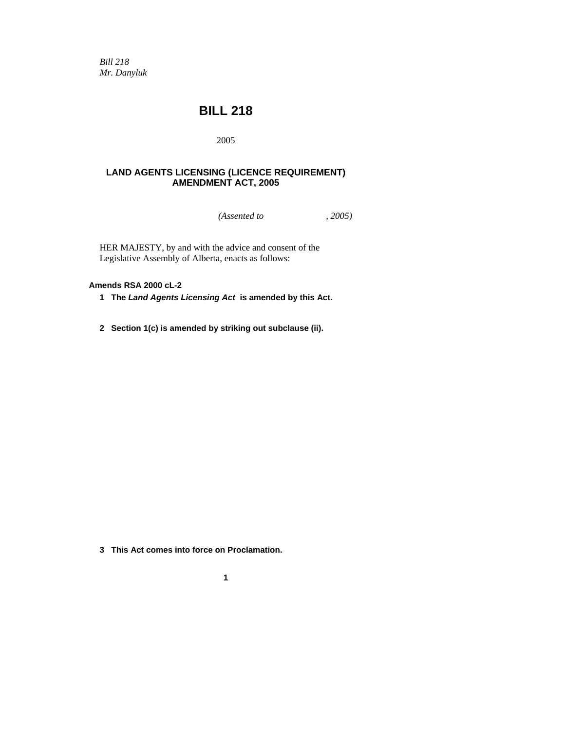*Bill 218*
*Mr. Danyluk*

# BILL 218

2005

## LAND AGENTS LICENSING (LICENCE REQUIREMENT) AMENDMENT ACT, 2005

*(Assented to , 2005)*

HER MAJESTY, by and with the advice and consent of the Legislative Assembly of Alberta, enacts as follows:

**Amends RSA 2000 cL-2**

**1 The *Land Agents Licensing Act* is amended by this Act.**

**2 Section 1(c) is amended by striking out subclause (ii).**

**3 This Act comes into force on Proclamation.**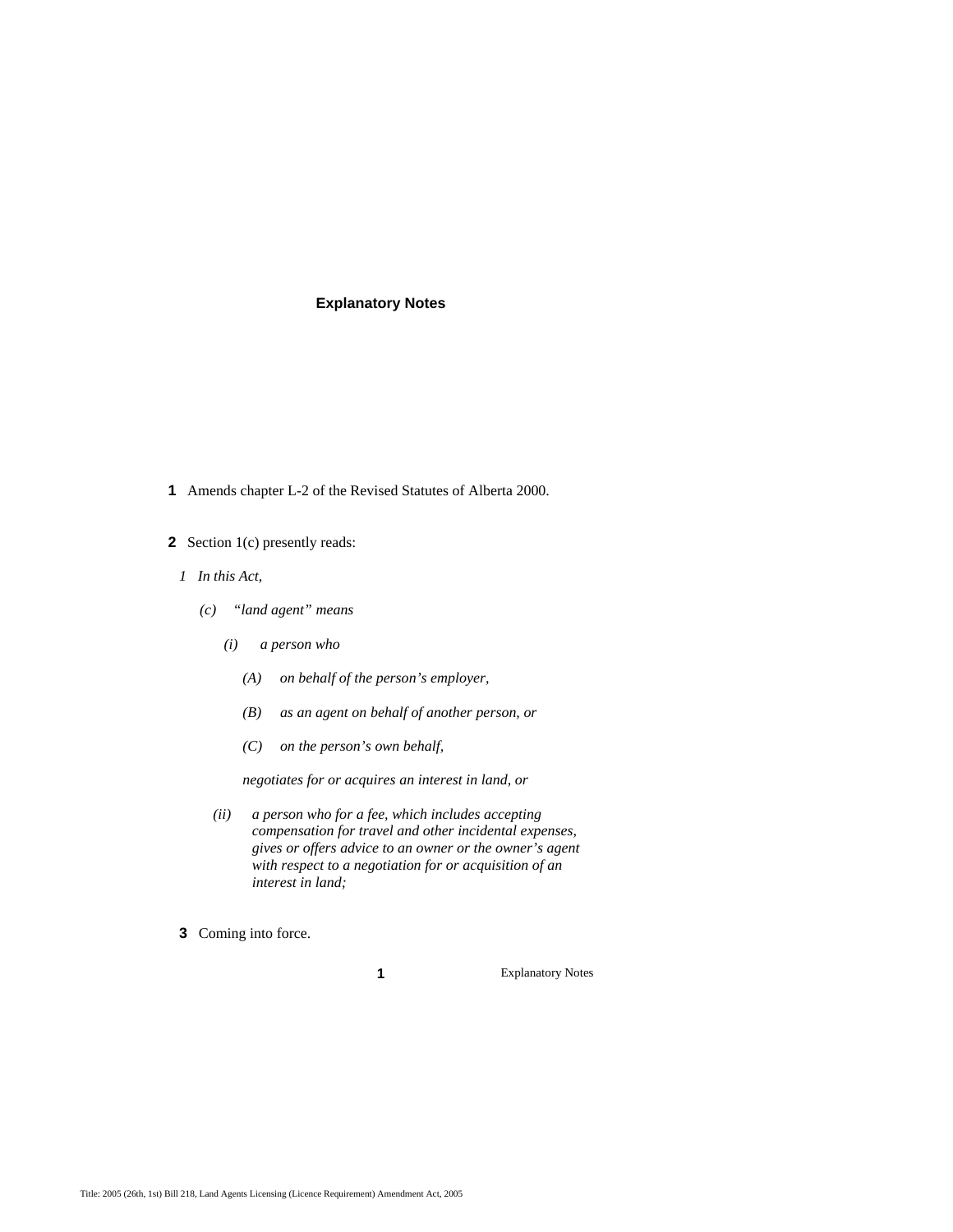## Explanatory Notes

**1** Amends chapter L-2 of the Revised Statutes of Alberta 2000.

**2** Section 1(c) presently reads:

*1 In this Act,*

*(c) "land agent" means*

*(i) a person who*

*(A) on behalf of the person's employer,*

*(B) as an agent on behalf of another person, or*

*(C) on the person's own behalf,*

*negotiates for or acquires an interest in land, or*

*(ii) a person who for a fee, which includes accepting compensation for travel and other incidental expenses, gives or offers advice to an owner or the owner's agent with respect to a negotiation for or acquisition of an interest in land;*

**3** Coming into force.